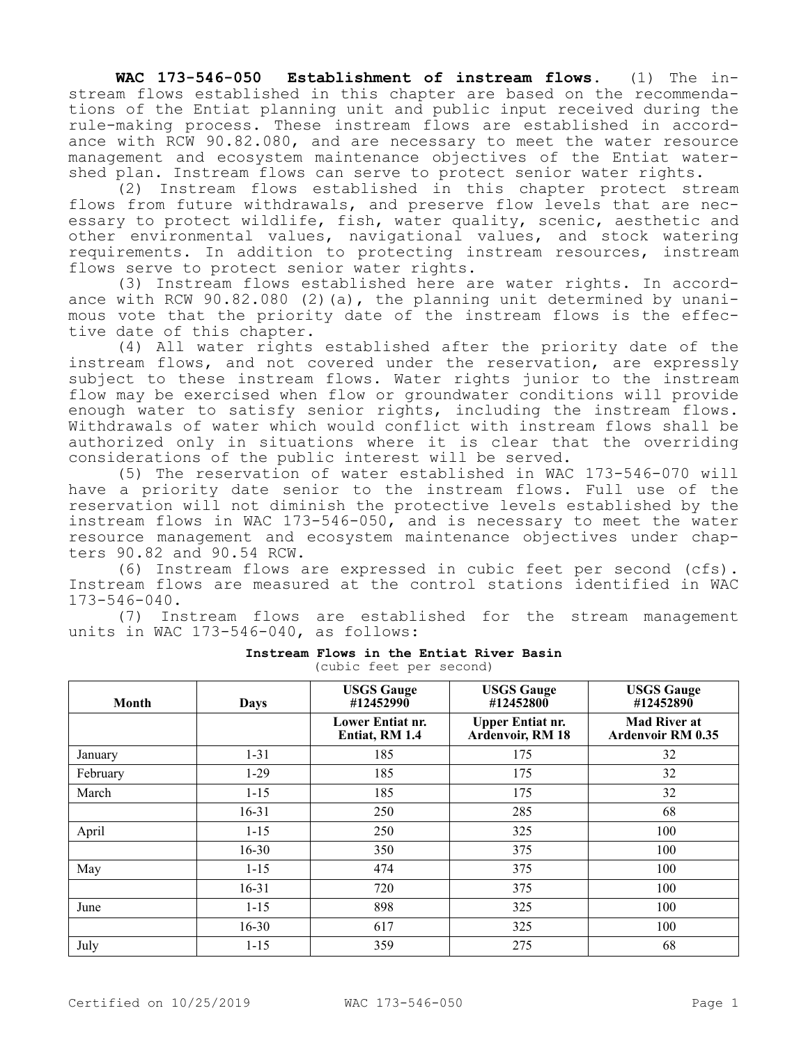**WAC 173-546-050 Establishment of instream flows.** (1) The instream flows established in this chapter are based on the recommendations of the Entiat planning unit and public input received during the rule-making process. These instream flows are established in accordance with RCW 90.82.080, and are necessary to meet the water resource management and ecosystem maintenance objectives of the Entiat watershed plan. Instream flows can serve to protect senior water rights.

(2) Instream flows established in this chapter protect stream flows from future withdrawals, and preserve flow levels that are necessary to protect wildlife, fish, water quality, scenic, aesthetic and other environmental values, navigational values, and stock watering requirements. In addition to protecting instream resources, instream flows serve to protect senior water rights.

(3) Instream flows established here are water rights. In accordance with RCW 90.82.080 (2)(a), the planning unit determined by unanimous vote that the priority date of the instream flows is the effective date of this chapter.

(4) All water rights established after the priority date of the instream flows, and not covered under the reservation, are expressly subject to these instream flows. Water rights junior to the instream flow may be exercised when flow or groundwater conditions will provide enough water to satisfy senior rights, including the instream flows. Withdrawals of water which would conflict with instream flows shall be authorized only in situations where it is clear that the overriding considerations of the public interest will be served.

(5) The reservation of water established in WAC 173-546-070 will have a priority date senior to the instream flows. Full use of the reservation will not diminish the protective levels established by the instream flows in WAC 173-546-050, and is necessary to meet the water resource management and ecosystem maintenance objectives under chapters 90.82 and 90.54 RCW.

(6) Instream flows are expressed in cubic feet per second (cfs). Instream flows are measured at the control stations identified in WAC 173-546-040.

(7) Instream flows are established for the stream management units in WAC 173-546-040, as follows:

**Instream Flows in the Entiat River Basin**
(cubic feet per second)

| Month | Days | USGS Gauge #12452990 | USGS Gauge #12452800 | USGS Gauge #12452890 |
|---|---|---|---|---|
| | | Lower Entiat nr. Entiat, RM 1.4 | Upper Entiat nr. Ardenvoir, RM 18 | Mad River at Ardenvoir RM 0.35 |
| January | 1-31 | 185 | 175 | 32 |
| February | 1-29 | 185 | 175 | 32 |
| March | 1-15 | 185 | 175 | 32 |
| | 16-31 | 250 | 285 | 68 |
| April | 1-15 | 250 | 325 | 100 |
| | 16-30 | 350 | 375 | 100 |
| May | 1-15 | 474 | 375 | 100 |
| | 16-31 | 720 | 375 | 100 |
| June | 1-15 | 898 | 325 | 100 |
| | 16-30 | 617 | 325 | 100 |
| July | 1-15 | 359 | 275 | 68 |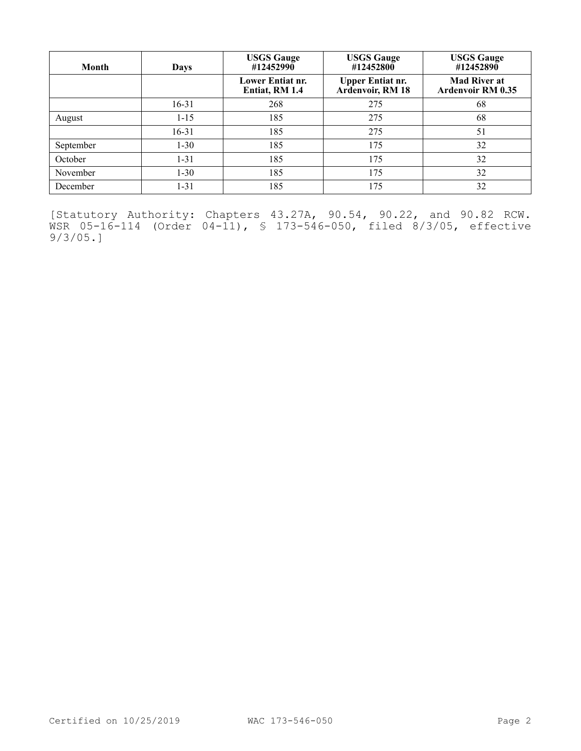| Month | Days | USGS Gauge #12452990 | USGS Gauge #12452800 | USGS Gauge #12452890 |
|---|---|---|---|---|
| | | Lower Entiat nr. Entiat, RM 1.4 | Upper Entiat nr. Ardenvoir, RM 18 | Mad River at Ardenvoir RM 0.35 |
| | 16-31 | 268 | 275 | 68 |
| August | 1-15 | 185 | 275 | 68 |
| | 16-31 | 185 | 275 | 51 |
| September | 1-30 | 185 | 175 | 32 |
| October | 1-31 | 185 | 175 | 32 |
| November | 1-30 | 185 | 175 | 32 |
| December | 1-31 | 185 | 175 | 32 |

[Statutory Authority: Chapters 43.27A, 90.54, 90.22, and 90.82 RCW. WSR 05-16-114 (Order 04-11), § 173-546-050, filed 8/3/05, effective 9/3/05.]